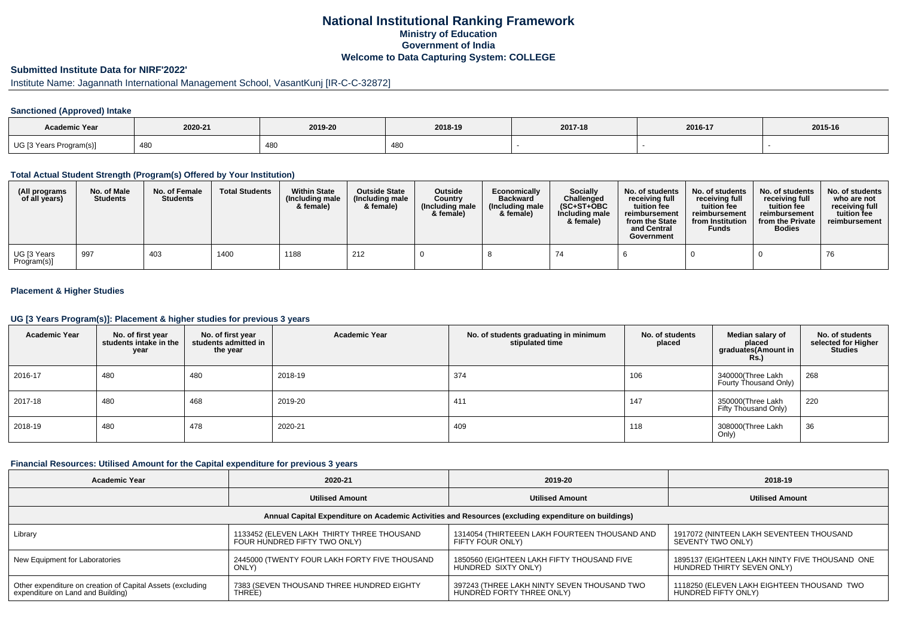# National Institutional Ranking Framework

**Ministry of Education**

**Government of India**

**Welcome to Data Capturing System: COLLEGE**

## Submitted Institute Data for NIRF'2022'

Institute Name: Jagannath International Management School, VasantKunj [IR-C-C-32872]

### Sanctioned (Approved) Intake

| Academic Year | 2020-21 | 2019-20 | 2018-19 | 2017-18 | 2016-17 | 2015-16 |
|---|---|---|---|---|---|---|
| UG [3 Years Program(s)] | 480 | 480 | 480 | - | - | - |

### Total Actual Student Strength (Program(s) Offered by Your Institution)

| (All programs of all years) | No. of Male Students | No. of Female Students | Total Students | Within State (Including male & female) | Outside State (Including male & female) | Outside Country (Including male & female) | Economically Backward (Including male & female) | Socially Challenged (SC+ST+OBC Including male & female) | No. of students receiving full tuition fee reimbursement from the State and Central Government | No. of students receiving full tuition fee reimbursement from Institution Funds | No. of students receiving full tuition fee reimbursement from the Private Bodies | No. of students who are not receiving full tuition fee reimbursement |
|---|---|---|---|---|---|---|---|---|---|---|---|---|
| UG [3 Years Program(s)] | 997 | 403 | 1400 | 1188 | 212 | 0 | 8 | 74 | 6 | 0 | 0 | 76 |

### Placement & Higher Studies

### UG [3 Years Program(s)]: Placement & higher studies for previous 3 years

| Academic Year | No. of first year students intake in the year | No. of first year students admitted in the year | Academic Year | No. of students graduating in minimum stipulated time | No. of students placed | Median salary of placed graduates(Amount in Rs.) | No. of students selected for Higher Studies |
|---|---|---|---|---|---|---|---|
| 2016-17 | 480 | 480 | 2018-19 | 374 | 106 | 340000(Three Lakh Fourty Thousand Only) | 268 |
| 2017-18 | 480 | 468 | 2019-20 | 411 | 147 | 350000(Three Lakh Fifty Thousand Only) | 220 |
| 2018-19 | 480 | 478 | 2020-21 | 409 | 118 | 308000(Three Lakh Only) | 36 |

### Financial Resources: Utilised Amount for the Capital expenditure for previous 3 years

| Academic Year | 2020-21 | 2019-20 | 2018-19 |
|---|---|---|---|
| | **Utilised Amount** | **Utilised Amount** | **Utilised Amount** |
| **Annual Capital Expenditure on Academic Activities and Resources (excluding expenditure on buildings)** | | | |
| Library | 1133452 (ELEVEN LAKH THIRTY THREE THOUSAND FOUR HUNDRED FIFTY TWO ONLY) | 1314054 (THIRTEEEN LAKH FOURTEEN THOUSAND AND FIFTY FOUR ONLY) | 1917072 (NINTEEN LAKH SEVENTEEN THOUSAND SEVENTY TWO ONLY) |
| New Equipment for Laboratories | 2445000 (TWENTY FOUR LAKH FORTY FIVE THOUSAND ONLY) | 1850560 (EIGHTEEN LAKH FIFTY THOUSAND FIVE HUNDRED SIXTY ONLY) | 1895137 (EIGHTEEN LAKH NINTY FIVE THOUSAND ONE HUNDRED THIRTY SEVEN ONLY) |
| Other expenditure on creation of Capital Assets (excluding expenditure on Land and Building) | 7383 (SEVEN THOUSAND THREE HUNDRED EIGHTY THREE) | 397243 (THREE LAKH NINTY SEVEN THOUSAND TWO HUNDRED FORTY THREE ONLY) | 1118250 (ELEVEN LAKH EIGHTEEN THOUSAND TWO HUNDRED FIFTY ONLY) |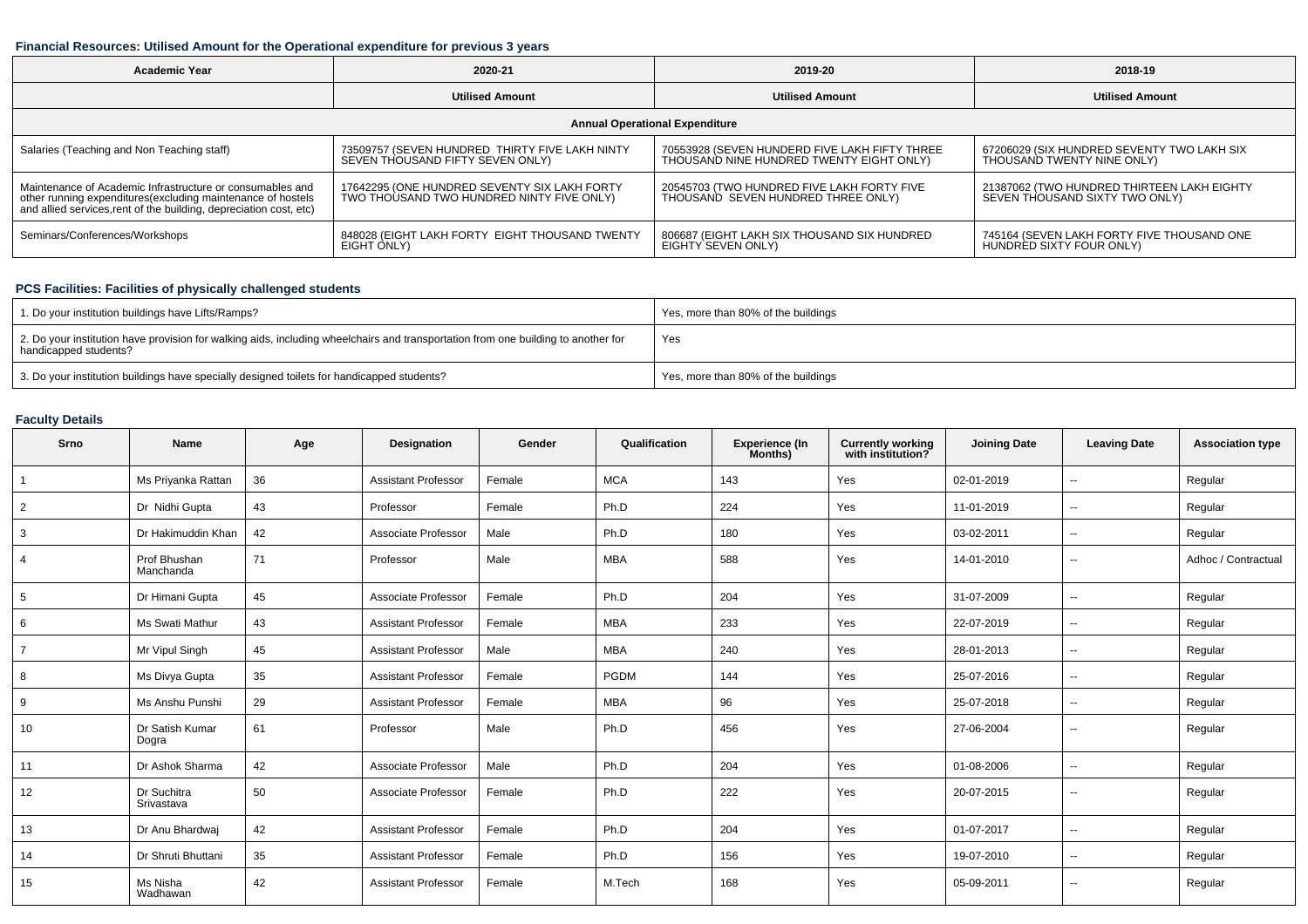### Financial Resources: Utilised Amount for the Operational expenditure for previous 3 years

| Academic Year | 2020-21 | 2019-20 | 2018-19 |
|---|---|---|---|
| | Utilised Amount | Utilised Amount | Utilised Amount |
| Annual Operational Expenditure | | | |
| Salaries (Teaching and Non Teaching staff) | 73509757 (SEVEN HUNDRED THIRTY FIVE LAKH NINTY SEVEN THOUSAND FIFTY SEVEN ONLY) | 70553928 (SEVEN HUNDERD FIVE LAKH FIFTY THREE THOUSAND NINE HUNDRED TWENTY EIGHT ONLY) | 67206029 (SIX HUNDRED SEVENTY TWO LAKH SIX THOUSAND TWENTY NINE ONLY) |
| Maintenance of Academic Infrastructure or consumables and other running expenditures(excluding maintenance of hostels and allied services,rent of the building, depreciation cost, etc) | 17642295 (ONE HUNDRED SEVENTY SIX LAKH FORTY TWO THOUSAND TWO HUNDRED NINTY FIVE ONLY) | 20545703 (TWO HUNDRED FIVE LAKH FORTY FIVE THOUSAND SEVEN HUNDRED THREE ONLY) | 21387062 (TWO HUNDRED THIRTEEN LAKH EIGHTY SEVEN THOUSAND SIXTY TWO ONLY) |
| Seminars/Conferences/Workshops | 848028 (EIGHT LAKH FORTY EIGHT THOUSAND TWENTY EIGHT ONLY) | 806687 (EIGHT LAKH SIX THOUSAND SIX HUNDRED EIGHTY SEVEN ONLY) | 745164 (SEVEN LAKH FORTY FIVE THOUSAND ONE HUNDRED SIXTY FOUR ONLY) |

### PCS Facilities: Facilities of physically challenged students

| | |
|---|---|
| 1. Do your institution buildings have Lifts/Ramps? | Yes, more than 80% of the buildings |
| 2. Do your institution have provision for walking aids, including wheelchairs and transportation from one building to another for handicapped students? | Yes |
| 3. Do your institution buildings have specially designed toilets for handicapped students? | Yes, more than 80% of the buildings |

### Faculty Details

| Srno | Name | Age | Designation | Gender | Qualification | Experience (In Months) | Currently working with institution? | Joining Date | Leaving Date | Association type |
|---|---|---|---|---|---|---|---|---|---|---|
| 1 | Ms Priyanka Rattan | 36 | Assistant Professor | Female | MCA | 143 | Yes | 02-01-2019 | -- | Regular |
| 2 | Dr Nidhi Gupta | 43 | Professor | Female | Ph.D | 224 | Yes | 11-01-2019 | -- | Regular |
| 3 | Dr Hakimuddin Khan | 42 | Associate Professor | Male | Ph.D | 180 | Yes | 03-02-2011 | -- | Regular |
| 4 | Prof Bhushan Manchanda | 71 | Professor | Male | MBA | 588 | Yes | 14-01-2010 | -- | Adhoc / Contractual |
| 5 | Dr Himani Gupta | 45 | Associate Professor | Female | Ph.D | 204 | Yes | 31-07-2009 | -- | Regular |
| 6 | Ms Swati Mathur | 43 | Assistant Professor | Female | MBA | 233 | Yes | 22-07-2019 | -- | Regular |
| 7 | Mr Vipul Singh | 45 | Assistant Professor | Male | MBA | 240 | Yes | 28-01-2013 | -- | Regular |
| 8 | Ms Divya Gupta | 35 | Assistant Professor | Female | PGDM | 144 | Yes | 25-07-2016 | -- | Regular |
| 9 | Ms Anshu Punshi | 29 | Assistant Professor | Female | MBA | 96 | Yes | 25-07-2018 | -- | Regular |
| 10 | Dr Satish Kumar Dogra | 61 | Professor | Male | Ph.D | 456 | Yes | 27-06-2004 | -- | Regular |
| 11 | Dr Ashok Sharma | 42 | Associate Professor | Male | Ph.D | 204 | Yes | 01-08-2006 | -- | Regular |
| 12 | Dr Suchitra Srivastava | 50 | Associate Professor | Female | Ph.D | 222 | Yes | 20-07-2015 | -- | Regular |
| 13 | Dr Anu Bhardwaj | 42 | Assistant Professor | Female | Ph.D | 204 | Yes | 01-07-2017 | -- | Regular |
| 14 | Dr Shruti Bhuttani | 35 | Assistant Professor | Female | Ph.D | 156 | Yes | 19-07-2010 | -- | Regular |
| 15 | Ms Nisha Wadhawan | 42 | Assistant Professor | Female | M.Tech | 168 | Yes | 05-09-2011 | -- | Regular |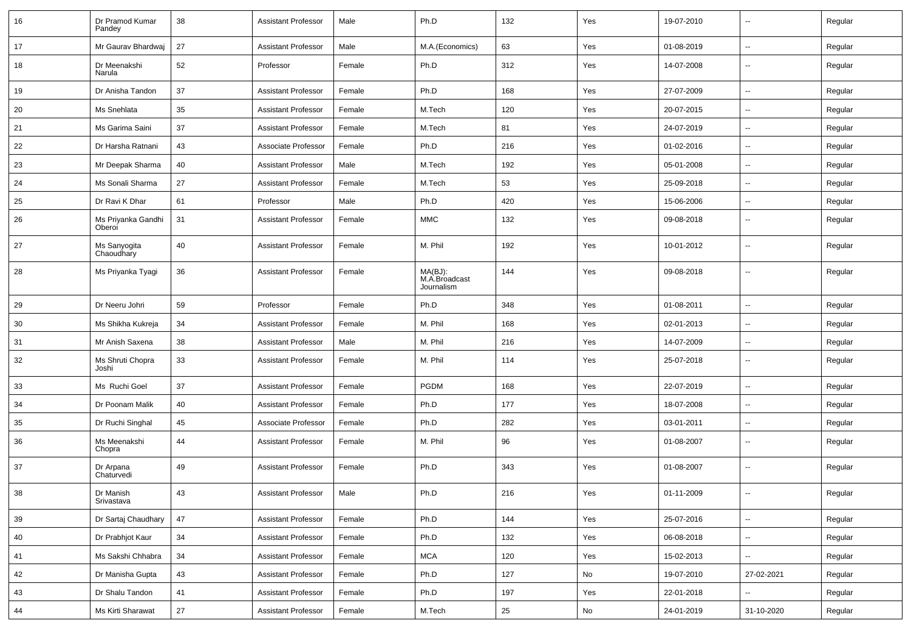| 16 | Dr Pramod Kumar Pandey | 38 | Assistant Professor | Male | Ph.D | 132 | Yes | 19-07-2010 | -- | Regular |
|---|---|---|---|---|---|---|---|---|---|---|
| 17 | Mr Gaurav Bhardwaj | 27 | Assistant Professor | Male | M.A.(Economics) | 63 | Yes | 01-08-2019 | -- | Regular |
| 18 | Dr Meenakshi Narula | 52 | Professor | Female | Ph.D | 312 | Yes | 14-07-2008 | -- | Regular |
| 19 | Dr Anisha Tandon | 37 | Assistant Professor | Female | Ph.D | 168 | Yes | 27-07-2009 | -- | Regular |
| 20 | Ms Snehlata | 35 | Assistant Professor | Female | M.Tech | 120 | Yes | 20-07-2015 | -- | Regular |
| 21 | Ms Garima Saini | 37 | Assistant Professor | Female | M.Tech | 81 | Yes | 24-07-2019 | -- | Regular |
| 22 | Dr Harsha Ratnani | 43 | Associate Professor | Female | Ph.D | 216 | Yes | 01-02-2016 | -- | Regular |
| 23 | Mr Deepak Sharma | 40 | Assistant Professor | Male | M.Tech | 192 | Yes | 05-01-2008 | -- | Regular |
| 24 | Ms Sonali Sharma | 27 | Assistant Professor | Female | M.Tech | 53 | Yes | 25-09-2018 | -- | Regular |
| 25 | Dr Ravi K Dhar | 61 | Professor | Male | Ph.D | 420 | Yes | 15-06-2006 | -- | Regular |
| 26 | Ms Priyanka Gandhi Oberoi | 31 | Assistant Professor | Female | MMC | 132 | Yes | 09-08-2018 | -- | Regular |
| 27 | Ms Sanyogita Chaoudhary | 40 | Assistant Professor | Female | M. Phil | 192 | Yes | 10-01-2012 | -- | Regular |
| 28 | Ms Priyanka Tyagi | 36 | Assistant Professor | Female | MA(BJ): M.A.Broadcast Journalism | 144 | Yes | 09-08-2018 | -- | Regular |
| 29 | Dr Neeru Johri | 59 | Professor | Female | Ph.D | 348 | Yes | 01-08-2011 | -- | Regular |
| 30 | Ms Shikha Kukreja | 34 | Assistant Professor | Female | M. Phil | 168 | Yes | 02-01-2013 | -- | Regular |
| 31 | Mr Anish Saxena | 38 | Assistant Professor | Male | M. Phil | 216 | Yes | 14-07-2009 | -- | Regular |
| 32 | Ms Shruti Chopra Joshi | 33 | Assistant Professor | Female | M. Phil | 114 | Yes | 25-07-2018 | -- | Regular |
| 33 | Ms Ruchi Goel | 37 | Assistant Professor | Female | PGDM | 168 | Yes | 22-07-2019 | -- | Regular |
| 34 | Dr Poonam Malik | 40 | Assistant Professor | Female | Ph.D | 177 | Yes | 18-07-2008 | -- | Regular |
| 35 | Dr Ruchi Singhal | 45 | Associate Professor | Female | Ph.D | 282 | Yes | 03-01-2011 | -- | Regular |
| 36 | Ms Meenakshi Chopra | 44 | Assistant Professor | Female | M. Phil | 96 | Yes | 01-08-2007 | -- | Regular |
| 37 | Dr Arpana Chaturvedi | 49 | Assistant Professor | Female | Ph.D | 343 | Yes | 01-08-2007 | -- | Regular |
| 38 | Dr Manish Srivastava | 43 | Assistant Professor | Male | Ph.D | 216 | Yes | 01-11-2009 | -- | Regular |
| 39 | Dr Sartaj Chaudhary | 47 | Assistant Professor | Female | Ph.D | 144 | Yes | 25-07-2016 | -- | Regular |
| 40 | Dr Prabhjot Kaur | 34 | Assistant Professor | Female | Ph.D | 132 | Yes | 06-08-2018 | -- | Regular |
| 41 | Ms Sakshi Chhabra | 34 | Assistant Professor | Female | MCA | 120 | Yes | 15-02-2013 | -- | Regular |
| 42 | Dr Manisha Gupta | 43 | Assistant Professor | Female | Ph.D | 127 | No | 19-07-2010 | 27-02-2021 | Regular |
| 43 | Dr Shalu Tandon | 41 | Assistant Professor | Female | Ph.D | 197 | Yes | 22-01-2018 | -- | Regular |
| 44 | Ms Kirti Sharawat | 27 | Assistant Professor | Female | M.Tech | 25 | No | 24-01-2019 | 31-10-2020 | Regular |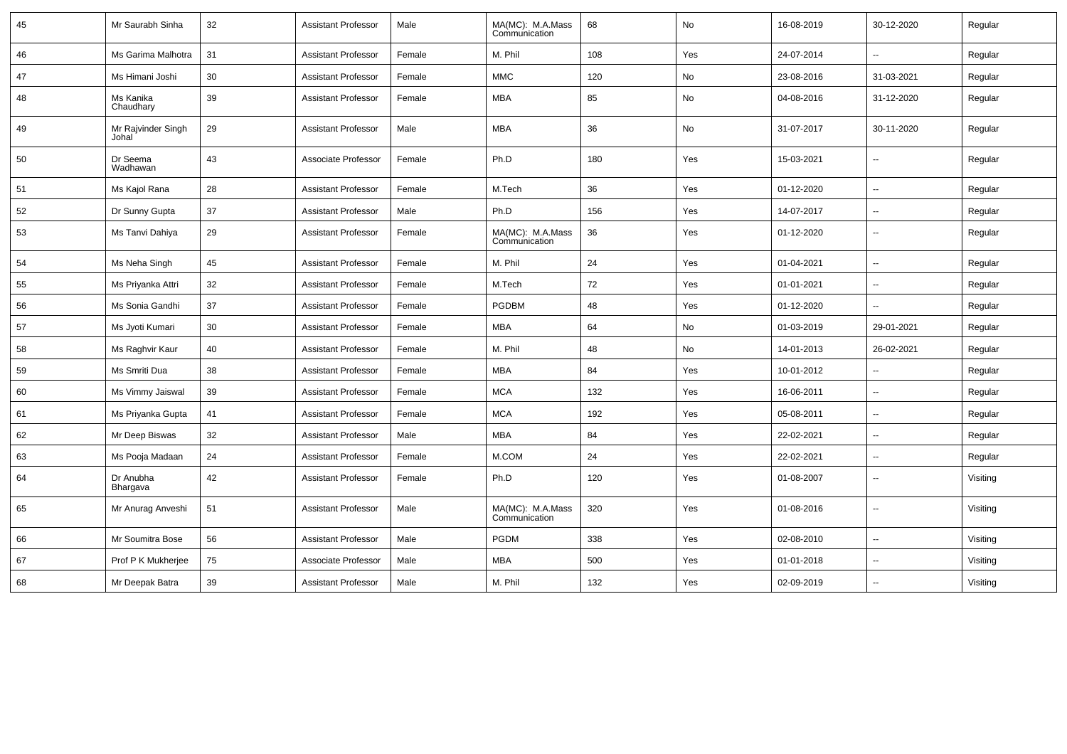| | | | | | | | | | | |
|---|---|---|---|---|---|---|---|---|---|---|
| 45 | Mr Saurabh Sinha | 32 | Assistant Professor | Male | MA(MC): M.A.Mass Communication | 68 | No | 16-08-2019 | 30-12-2020 | Regular |
| 46 | Ms Garima Malhotra | 31 | Assistant Professor | Female | M. Phil | 108 | Yes | 24-07-2014 | -- | Regular |
| 47 | Ms Himani Joshi | 30 | Assistant Professor | Female | MMC | 120 | No | 23-08-2016 | 31-03-2021 | Regular |
| 48 | Ms Kanika Chaudhary | 39 | Assistant Professor | Female | MBA | 85 | No | 04-08-2016 | 31-12-2020 | Regular |
| 49 | Mr Rajvinder Singh Johal | 29 | Assistant Professor | Male | MBA | 36 | No | 31-07-2017 | 30-11-2020 | Regular |
| 50 | Dr Seema Wadhawan | 43 | Associate Professor | Female | Ph.D | 180 | Yes | 15-03-2021 | -- | Regular |
| 51 | Ms Kajol Rana | 28 | Assistant Professor | Female | M.Tech | 36 | Yes | 01-12-2020 | -- | Regular |
| 52 | Dr Sunny Gupta | 37 | Assistant Professor | Male | Ph.D | 156 | Yes | 14-07-2017 | -- | Regular |
| 53 | Ms Tanvi Dahiya | 29 | Assistant Professor | Female | MA(MC): M.A.Mass Communication | 36 | Yes | 01-12-2020 | -- | Regular |
| 54 | Ms Neha Singh | 45 | Assistant Professor | Female | M. Phil | 24 | Yes | 01-04-2021 | -- | Regular |
| 55 | Ms Priyanka Attri | 32 | Assistant Professor | Female | M.Tech | 72 | Yes | 01-01-2021 | -- | Regular |
| 56 | Ms Sonia Gandhi | 37 | Assistant Professor | Female | PGDBM | 48 | Yes | 01-12-2020 | -- | Regular |
| 57 | Ms Jyoti Kumari | 30 | Assistant Professor | Female | MBA | 64 | No | 01-03-2019 | 29-01-2021 | Regular |
| 58 | Ms Raghvir Kaur | 40 | Assistant Professor | Female | M. Phil | 48 | No | 14-01-2013 | 26-02-2021 | Regular |
| 59 | Ms Smriti Dua | 38 | Assistant Professor | Female | MBA | 84 | Yes | 10-01-2012 | -- | Regular |
| 60 | Ms Vimmy Jaiswal | 39 | Assistant Professor | Female | MCA | 132 | Yes | 16-06-2011 | -- | Regular |
| 61 | Ms Priyanka Gupta | 41 | Assistant Professor | Female | MCA | 192 | Yes | 05-08-2011 | -- | Regular |
| 62 | Mr Deep Biswas | 32 | Assistant Professor | Male | MBA | 84 | Yes | 22-02-2021 | -- | Regular |
| 63 | Ms Pooja Madaan | 24 | Assistant Professor | Female | M.COM | 24 | Yes | 22-02-2021 | -- | Regular |
| 64 | Dr Anubha Bhargava | 42 | Assistant Professor | Female | Ph.D | 120 | Yes | 01-08-2007 | -- | Visiting |
| 65 | Mr Anurag Anveshi | 51 | Assistant Professor | Male | MA(MC): M.A.Mass Communication | 320 | Yes | 01-08-2016 | -- | Visiting |
| 66 | Mr Soumitra Bose | 56 | Assistant Professor | Male | PGDM | 338 | Yes | 02-08-2010 | -- | Visiting |
| 67 | Prof P K Mukherjee | 75 | Associate Professor | Male | MBA | 500 | Yes | 01-01-2018 | -- | Visiting |
| 68 | Mr Deepak Batra | 39 | Assistant Professor | Male | M. Phil | 132 | Yes | 02-09-2019 | -- | Visiting |